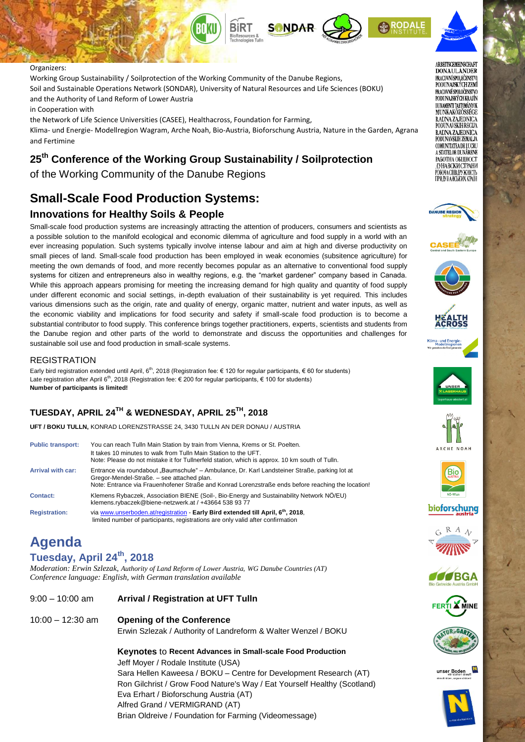Organizers:
Working Group Sustainability / Soilprotection of the Working Community of the Danube Regions,
Soil and Sustainable Operations Network (SONDAR), University of Natural Resources and Life Sciences (BOKU)
and the Authority of Land Reform of Lower Austria
in Cooperation with
the Network of Life Science Universities (CASEE), Healthacross, Foundation for Farming,
Klima- und Energie- Modellregion Wagram, Arche Noah, Bio-Austria, Bioforschung Austria, Nature in the Garden, Agrana and Fertimine

## 25th Conference of the Working Group Sustainability / Soilprotection

of the Working Community of the Danube Regions

# Small-Scale Food Production Systems:

## Innovations for Healthy Soils & People

Small-scale food production systems are increasingly attracting the attention of producers, consumers and scientists as a possible solution to the manifold ecological and economic dilemma of agriculture and food supply in a world with an ever increasing population. Such systems typically involve intense labour and aim at high and diverse productivity on small pieces of land. Small-scale food production has been employed in weak economies (subsitence agriculture) for meeting the own demands of food, and more recently becomes popular as an alternative to conventional food supply systems for citizen and entrepreneurs also in wealthy regions, e.g. the "market gardener" company based in Canada. While this approach appears promising for meeting the increasing demand for high quality and quantity of food supply under different economic and social settings, in-depth evaluation of their sustainability is yet required. This includes various dimensions such as the origin, rate and quality of energy, organic matter, nutrient and water inputs, as well as the economic viability and implications for food security and safety if small-scale food production is to become a substantial contributor to food supply. This conference brings together practitioners, experts, scientists and students from the Danube region and other parts of the world to demonstrate and discuss the opportunities and challenges for sustainable soil use and food production in small-scale systems.

### REGISTRATION

Early bird registration extended until April, 6th, 2018 (Registration fee: € 120 for regular participants, € 60 for students)
Late registration after April 6th, 2018 (Registration fee: € 200 for regular participants, € 100 for students)
**Number of participants is limited!**

## TUESDAY, APRIL 24TH & WEDNESDAY, APRIL 25TH, 2018

**UFT / BOKU TULLN,** KONRAD LORENZSTRASSE 24, 3430 TULLN AN DER DONAU / AUSTRIA

| | |
|---|---|
| **Public transport:** | You can reach Tulln Main Station by train from Vienna, Krems or St. Poelten. It takes 10 minutes to walk from Tulln Main Station to the UFT. Note: Please do not mistake it for Tullnerfeld station, which is approx. 10 km south of Tulln. |
| **Arrival with car:** | Entrance via roundabout „Baumschule" – Ambulance, Dr. Karl Landsteiner Straße, parking lot at Gregor-Mendel-Straße. – see attached plan. Note: Entrance via Frauenhofener Straße and Konrad Lorenzstraße ends before reaching the location! |
| **Contact:** | Klemens Rybaczek, Association BIENE (Soil-, Bio-Energy and Sustainability Network NÖ/EU) klemens.rybaczek@biene-netzwerk.at / +43664 538 93 77 |
| **Registration:** | via www.unserboden.at/registration - **Early Bird extended till April, 6th, 2018**, limited number of participants, registrations are only valid after confirmation |

# Agenda

## Tuesday, April 24th, 2018

*Moderation: Erwin Szlezak, Authority of Land Reform of Lower Austria, WG Danube Countries (AT)*
*Conference language: English, with German translation available*

9:00 – 10:00 am **Arrival / Registration at UFT Tulln**

10:00 – 12:30 am **Opening of the Conference**
Erwin Szlezak / Authority of Landreform & Walter Wenzel / BOKU

**Keynotes** to **Recent Advances in Small-scale Food Production**
Jeff Moyer / Rodale Institute (USA)
Sara Hellen Kaweesa / BOKU – Centre for Development Research (AT)
Ron Gilchrist / Grow Food Nature's Way / Eat Yourself Healthy (Scotland)
Eva Erhart / Bioforschung Austria (AT)
Alfred Grand / VERMIGRAND (AT)
Brian Oldreive / Foundation for Farming (Videomessage)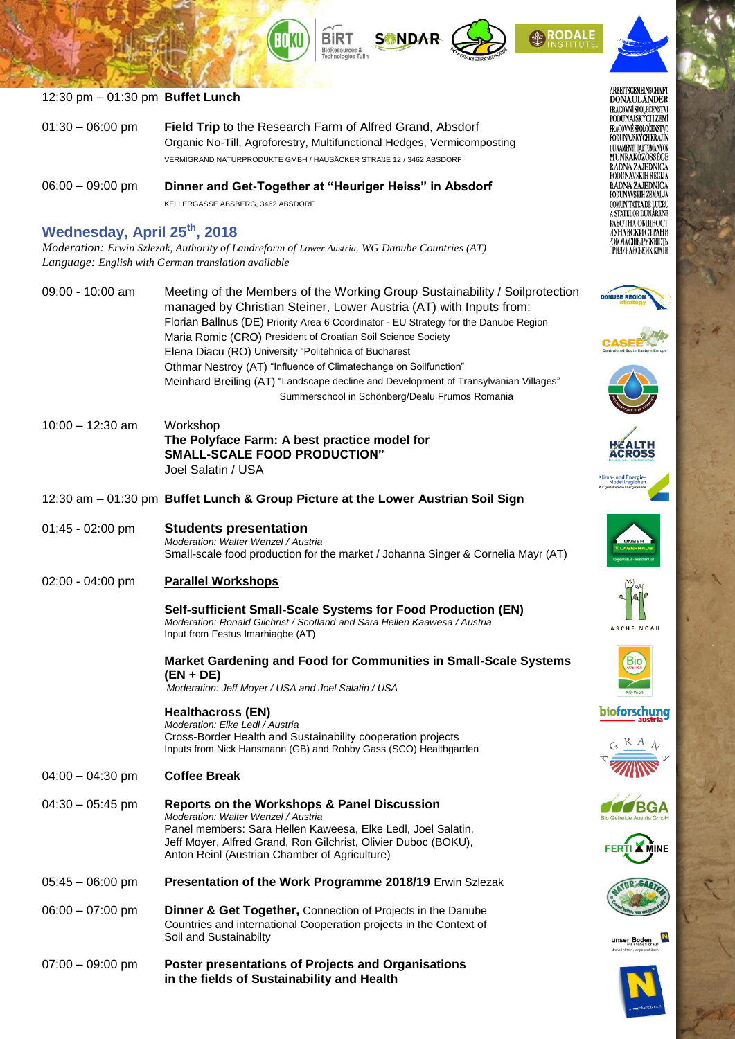12:30 pm – 01:30 pm **Buffet Lunch**

01:30 – 06:00 pm **Field Trip** to the Research Farm of Alfred Grand, Absdorf
Organic No-Till, Agroforestry, Multifunctional Hedges, Vermicomposting
VERMIGRAND NATURPRODUKTE GMBH / HAUSÄCKER STRAßE 12 / 3462 ABSDORF

06:00 – 09:00 pm **Dinner and Get-Together at "Heuriger Heiss" in Absdorf**
KELLERGASSE ABSBERG, 3462 ABSDORF

## Wednesday, April 25th, 2018

*Moderation: Erwin Szlezak, Authority of Landreform of Lower Austria, WG Danube Countries (AT)*
*Language: English with German translation available*

09:00 - 10:00 am Meeting of the Members of the Working Group Sustainability / Soilprotection managed by Christian Steiner, Lower Austria (AT) with Inputs from:
Florian Ballnus (DE) Priority Area 6 Coordinator - EU Strategy for the Danube Region
Maria Romic (CRO) President of Croatian Soil Science Society
Elena Diacu (RO) University "Politehnica of Bucharest
Othmar Nestroy (AT) "Influence of Climatechange on Soilfunction"
Meinhard Breiling (AT) "Landscape decline and Development of Transylvanian Villages" Summerschool in Schönberg/Dealu Frumos Romania

10:00 – 12:30 am Workshop
**The Polyface Farm: A best practice model for SMALL-SCALE FOOD PRODUCTION"**
Joel Salatin / USA

12:30 am – 01:30 pm **Buffet Lunch & Group Picture at the Lower Austrian Soil Sign**

01:45 - 02:00 pm **Students presentation**
*Moderation: Walter Wenzel / Austria*
Small-scale food production for the market / Johanna Singer & Cornelia Mayr (AT)

02:00 - 04:00 pm **Parallel Workshops**

**Self-sufficient Small-Scale Systems for Food Production (EN)**
*Moderation: Ronald Gilchrist / Scotland and Sara Hellen Kaawesa / Austria*
Input from Festus Imarhiagbe (AT)

**Market Gardening and Food for Communities in Small-Scale Systems (EN + DE)**
*Moderation: Jeff Moyer / USA and Joel Salatin / USA*

**Healthacross (EN)**
*Moderation: Elke Ledl / Austria*
Cross-Border Health and Sustainability cooperation projects
Inputs from Nick Hansmann (GB) and Robby Gass (SCO) Healthgarden

04:00 – 04:30 pm **Coffee Break**

04:30 – 05:45 pm **Reports on the Workshops & Panel Discussion**
*Moderation: Walter Wenzel / Austria*
Panel members: Sara Hellen Kaweesa, Elke Ledl, Joel Salatin, Jeff Moyer, Alfred Grand, Ron Gilchrist, Olivier Duboc (BOKU), Anton Reinl (Austrian Chamber of Agriculture)

05:45 – 06:00 pm **Presentation of the Work Programme 2018/19** Erwin Szlezak

06:00 – 07:00 pm **Dinner & Get Together,** Connection of Projects in the Danube Countries and international Cooperation projects in the Context of Soil and Sustainabilty

07:00 – 09:00 pm **Poster presentations of Projects and Organisations in the fields of Sustainability and Health**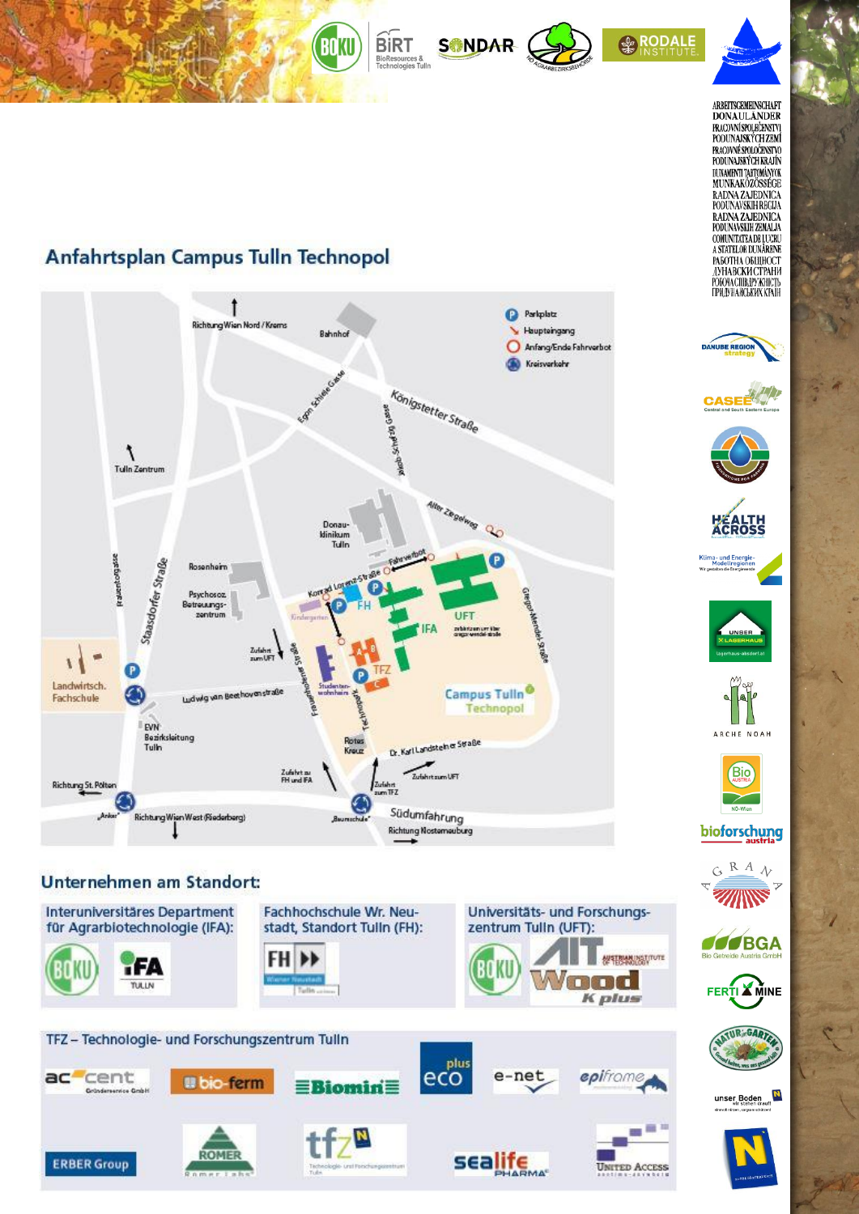ARBEITSGEMEINSCHAFT DONAULÄNDER
PRACOVNÍ SPOLEČENSTVÍ PODUNAJSKÝCH ZEMÍ
PRACOVNÉ SPOLOČENSTVO PODUNAJSKÝCH KRAJÍN
DUNAMENTI TARTOMÁNYOK MUNKAKÖZÖSSÉGE
RADNA ZAJEDNICA PODUNAVSKIH REGIJA
RADNA ZAJEDNICA PODUNAVSKIH ZEMALJA
COMUNITATEA DE LUCRU A STATELOR DUNĂRENE
РАБОТНА ОБЩНОСТ ДУНАВСКИ СТРАНИ
РОБОЧА СПІВДРУЖНІСТЬ ПРИДУНАЙСЬКИХ КРАЇН

## Anfahrtsplan Campus Tulln Technopol

Richtung Wien Nord / Krems
Bahnhof
Parkplatz
Haupteingang
Anfang/Ende Fahrverbot
Kreisverkehr
Königstetter Straße
Egon Schiele Gasse
Jakob-Schiel-Gasse
Tulln Zentrum
Alter Ziegelweg
Donau-Klinikum Tulln
Fahrverbot
Konrad Lorenz-Straße
Rosenheim
Psychosoz. Betreuungszentrum
Frauentorgasse
Staasdorfer Straße
Kindergarten
FH
UFT
IFA
Zufahrt zum UFT
Gregor-Mendel-Straße
A B
TFZ
C
Studentenwohnheim
Landwirtsch. Fachschule
Ludwig van Beethovenstraße
Frauenhofner Straße
Technopark
Campus Tulln Technopol
EVN Bezirksleitung Tulln
Rotes Kreuz
Dr. Karl Landsteiner Straße
Zufahrt zu FH und IFA
Zufahrt zum TFZ
Zufahrt zum UFT
Richtung St. Pölten
„Anker"
Richtung Wien West (Riederberg)
„Baumschule"
Südumfahrung
Richtung Klosterneuburg

## Unternehmen am Standort:

**Interuniversitäres Department für Agrarbiotechnologie (IFA):**

**Fachhochschule Wr. Neustadt, Standort Tulln (FH):**

**Universitäts- und Forschungszentrum Tulln (UFT):**

**TFZ – Technologie- und Forschungszentrum Tulln**